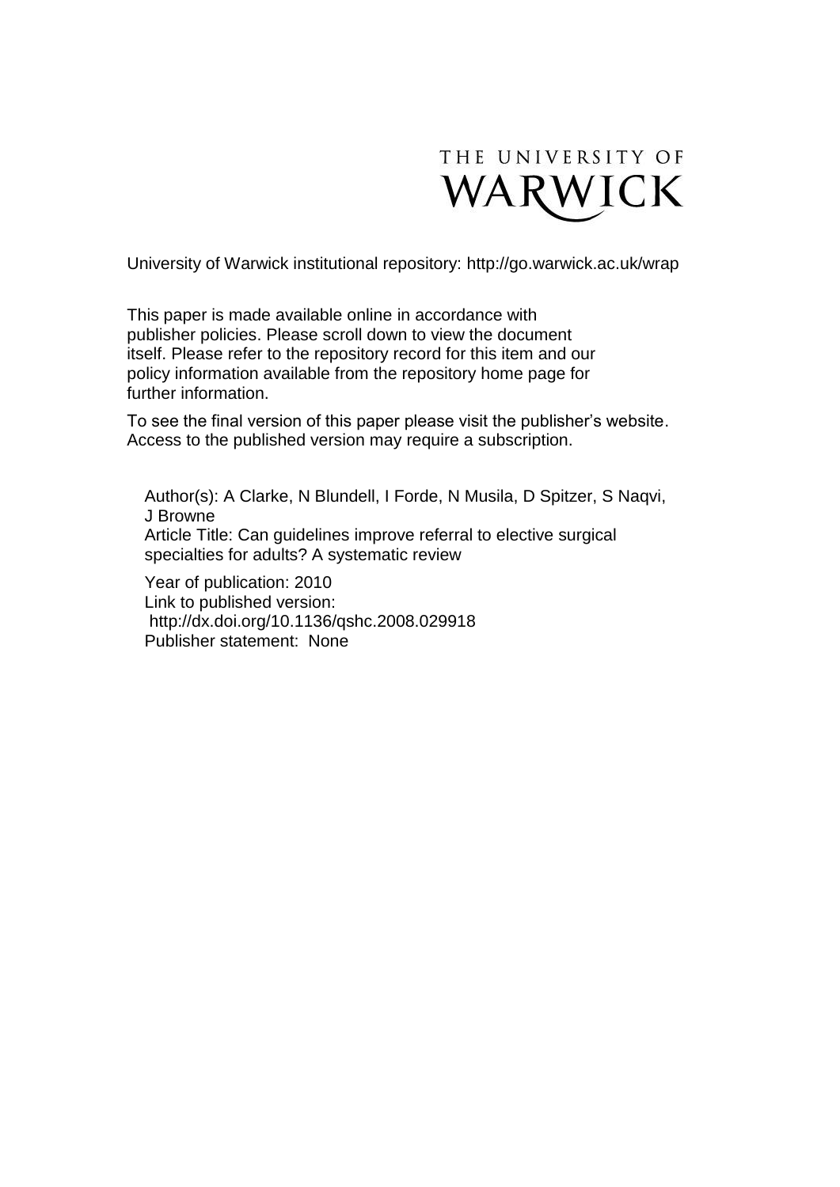THE UNIVERSITY OF WARWICK

University of Warwick institutional repository: http://go.warwick.ac.uk/wrap

This paper is made available online in accordance with publisher policies. Please scroll down to view the document itself. Please refer to the repository record for this item and our policy information available from the repository home page for further information.

To see the final version of this paper please visit the publisher's website. Access to the published version may require a subscription.

Author(s): A Clarke, N Blundell, I Forde, N Musila, D Spitzer, S Naqvi, J Browne
Article Title: Can guidelines improve referral to elective surgical specialties for adults? A systematic review

Year of publication: 2010
Link to published version:
http://dx.doi.org/10.1136/qshc.2008.029918
Publisher statement: None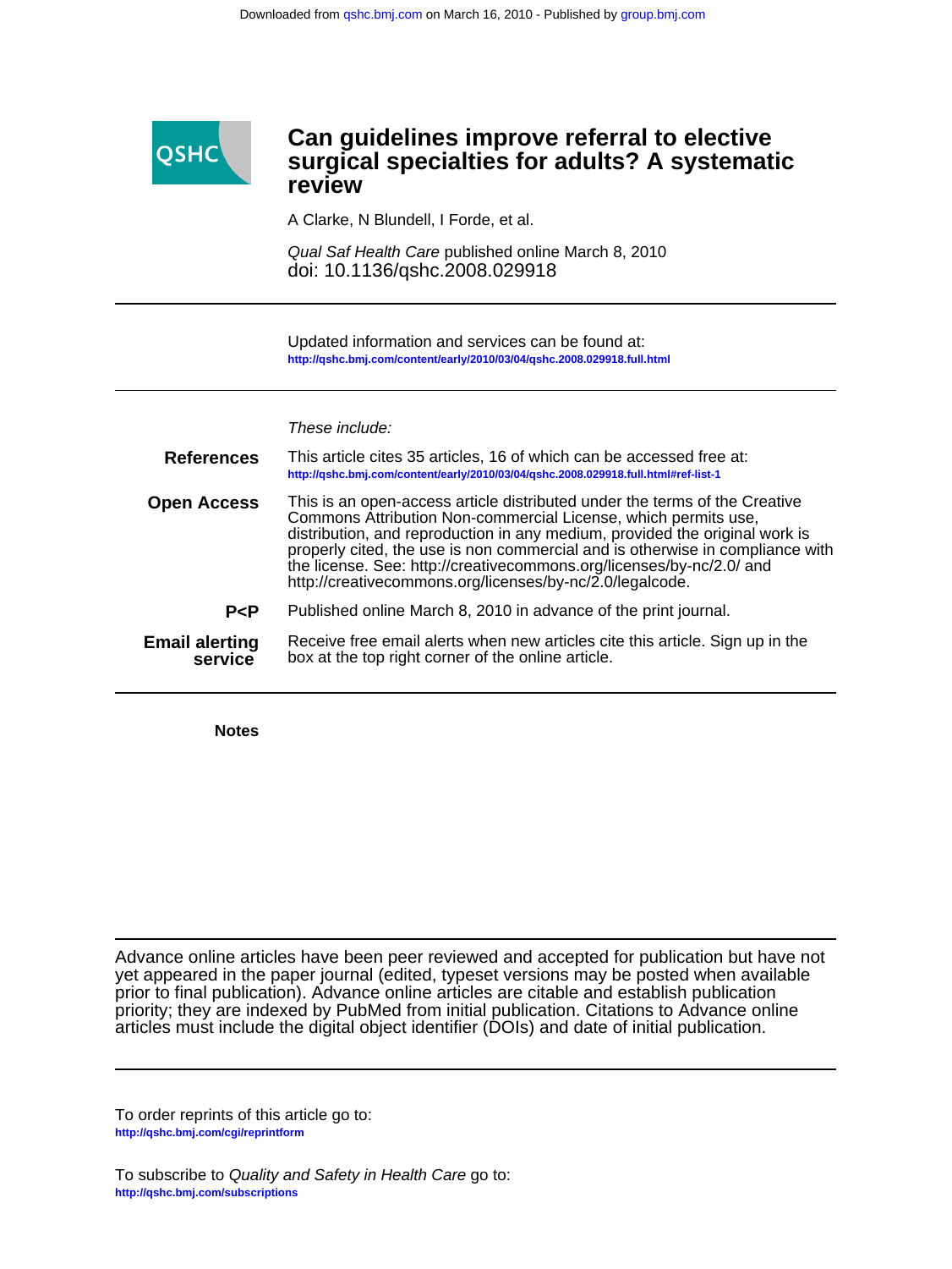Downloaded from qshc.bmj.com on March 16, 2010 - Published by group.bmj.com

QSHC

# Can guidelines improve referral to elective surgical specialties for adults? A systematic review

A Clarke, N Blundell, I Forde, et al.

*Qual Saf Health Care* published online March 8, 2010
doi: 10.1136/qshc.2008.029918

Updated information and services can be found at:
http://qshc.bmj.com/content/early/2010/03/04/qshc.2008.029918.full.html

*These include:*

**References** This article cites 35 articles, 16 of which can be accessed free at:
http://qshc.bmj.com/content/early/2010/03/04/qshc.2008.029918.full.html#ref-list-1

**Open Access** This is an open-access article distributed under the terms of the Creative Commons Attribution Non-commercial License, which permits use, distribution, and reproduction in any medium, provided the original work is properly cited, the use is non commercial and is otherwise in compliance with the license. See: http://creativecommons.org/licenses/by-nc/2.0/ and http://creativecommons.org/licenses/by-nc/2.0/legalcode.

**P<P** Published online March 8, 2010 in advance of the print journal.

**Email alerting service** Receive free email alerts when new articles cite this article. Sign up in the box at the top right corner of the online article.

**Notes**

Advance online articles have been peer reviewed and accepted for publication but have not yet appeared in the paper journal (edited, typeset versions may be posted when available prior to final publication). Advance online articles are citable and establish publication priority; they are indexed by PubMed from initial publication. Citations to Advance online articles must include the digital object identifier (DOIs) and date of initial publication.

To order reprints of this article go to:
http://qshc.bmj.com/cgi/reprintform

To subscribe to *Quality and Safety in Health Care* go to:
http://qshc.bmj.com/subscriptions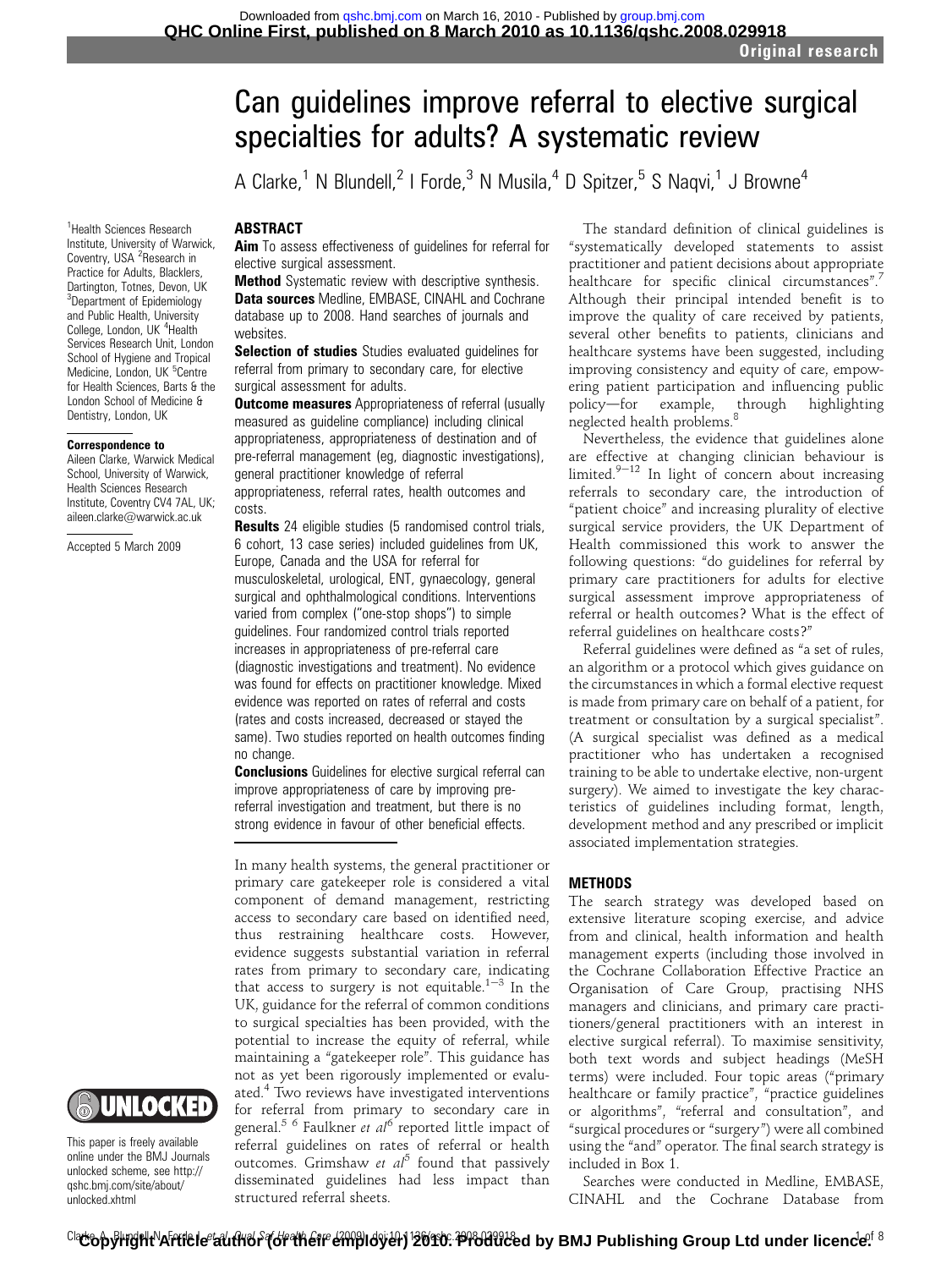# Can guidelines improve referral to elective surgical specialties for adults? A systematic review

A Clarke,[1] N Blundell,[2] I Forde,[3] N Musila,[4] D Spitzer,[5] S Naqvi,[1] J Browne[4]

[1]Health Sciences Research Institute, University of Warwick, Coventry, USA [2]Research in Practice for Adults, Blacklers, Dartington, Totnes, Devon, UK [3]Department of Epidemiology and Public Health, University College, London, UK [4]Health Services Research Unit, London School of Hygiene and Tropical Medicine, London, UK [5]Centre for Health Sciences, Barts & the London School of Medicine & Dentistry, London, UK

**Correspondence to**
Aileen Clarke, Warwick Medical School, University of Warwick, Health Sciences Research Institute, Coventry CV4 7AL, UK; aileen.clarke@warwick.ac.uk

Accepted 5 March 2009

## ABSTRACT

**Aim** To assess effectiveness of guidelines for referral for elective surgical assessment.

**Method** Systematic review with descriptive synthesis.

**Data sources** Medline, EMBASE, CINAHL and Cochrane database up to 2008. Hand searches of journals and websites.

**Selection of studies** Studies evaluated guidelines for referral from primary to secondary care, for elective surgical assessment for adults.

**Outcome measures** Appropriateness of referral (usually measured as guideline compliance) including clinical appropriateness, appropriateness of destination and of pre-referral management (eg, diagnostic investigations), general practitioner knowledge of referral appropriateness, referral rates, health outcomes and costs.

**Results** 24 eligible studies (5 randomised control trials, 6 cohort, 13 case series) included guidelines from UK, Europe, Canada and the USA for referral for musculoskeletal, urological, ENT, gynaecology, general surgical and ophthalmological conditions. Interventions varied from complex ("one-stop shops") to simple guidelines. Four randomized control trials reported increases in appropriateness of pre-referral care (diagnostic investigations and treatment). No evidence was found for effects on practitioner knowledge. Mixed evidence was reported on rates of referral and costs (rates and costs increased, decreased or stayed the same). Two studies reported on health outcomes finding no change.

**Conclusions** Guidelines for elective surgical referral can improve appropriateness of care by improving pre-referral investigation and treatment, but there is no strong evidence in favour of other beneficial effects.

In many health systems, the general practitioner or primary care gatekeeper role is considered a vital component of demand management, restricting access to secondary care based on identified need, thus restraining healthcare costs. However, evidence suggests substantial variation in referral rates from primary to secondary care, indicating that access to surgery is not equitable.[1–3] In the UK, guidance for the referral of common conditions to surgical specialties has been provided, with the potential to increase the equity of referral, while maintaining a "gatekeeper role". This guidance has not as yet been rigorously implemented or evaluated.[4] Two reviews have investigated interventions for referral from primary to secondary care in general.[5 6] Faulkner *et al*[6] reported little impact of referral guidelines on rates of referral or health outcomes. Grimshaw *et al*[5] found that passively disseminated guidelines had less impact than structured referral sheets.

The standard definition of clinical guidelines is "systematically developed statements to assist practitioner and patient decisions about appropriate healthcare for specific clinical circumstances".[7] Although their principal intended benefit is to improve the quality of care received by patients, several other benefits to patients, clinicians and healthcare systems have been suggested, including improving consistency and equity of care, empowering patient participation and influencing public policy—for example, through highlighting neglected health problems.[8]

Nevertheless, the evidence that guidelines alone are effective at changing clinician behaviour is limited.[9–12] In light of concern about increasing referrals to secondary care, the introduction of "patient choice" and increasing plurality of elective surgical service providers, the UK Department of Health commissioned this work to answer the following questions: "do guidelines for referral by primary care practitioners for adults for elective surgical assessment improve appropriateness of referral or health outcomes? What is the effect of referral guidelines on healthcare costs?"

Referral guidelines were defined as "a set of rules, an algorithm or a protocol which gives guidance on the circumstances in which a formal elective request is made from primary care on behalf of a patient, for treatment or consultation by a surgical specialist". (A surgical specialist was defined as a medical practitioner who has undertaken a recognised training to be able to undertake elective, non-urgent surgery). We aimed to investigate the key characteristics of guidelines including format, length, development method and any prescribed or implicit associated implementation strategies.

## METHODS

The search strategy was developed based on extensive literature scoping exercise, and advice from and clinical, health information and health management experts (including those involved in the Cochrane Collaboration Effective Practice an Organisation of Care Group, practising NHS managers and clinicians, and primary care practitioners/general practitioners with an interest in elective surgical referral). To maximise sensitivity, both text words and subject headings (MeSH terms) were included. Four topic areas ("primary healthcare or family practice", "practice guidelines or algorithms", "referral and consultation", and "surgical procedures or "surgery") were all combined using the "and" operator. The final search strategy is included in Box 1.

Searches were conducted in Medline, EMBASE, CINAHL and the Cochrane Database from

This paper is freely available online under the BMJ Journals unlocked scheme, see http://qshc.bmj.com/site/about/unlocked.xhtml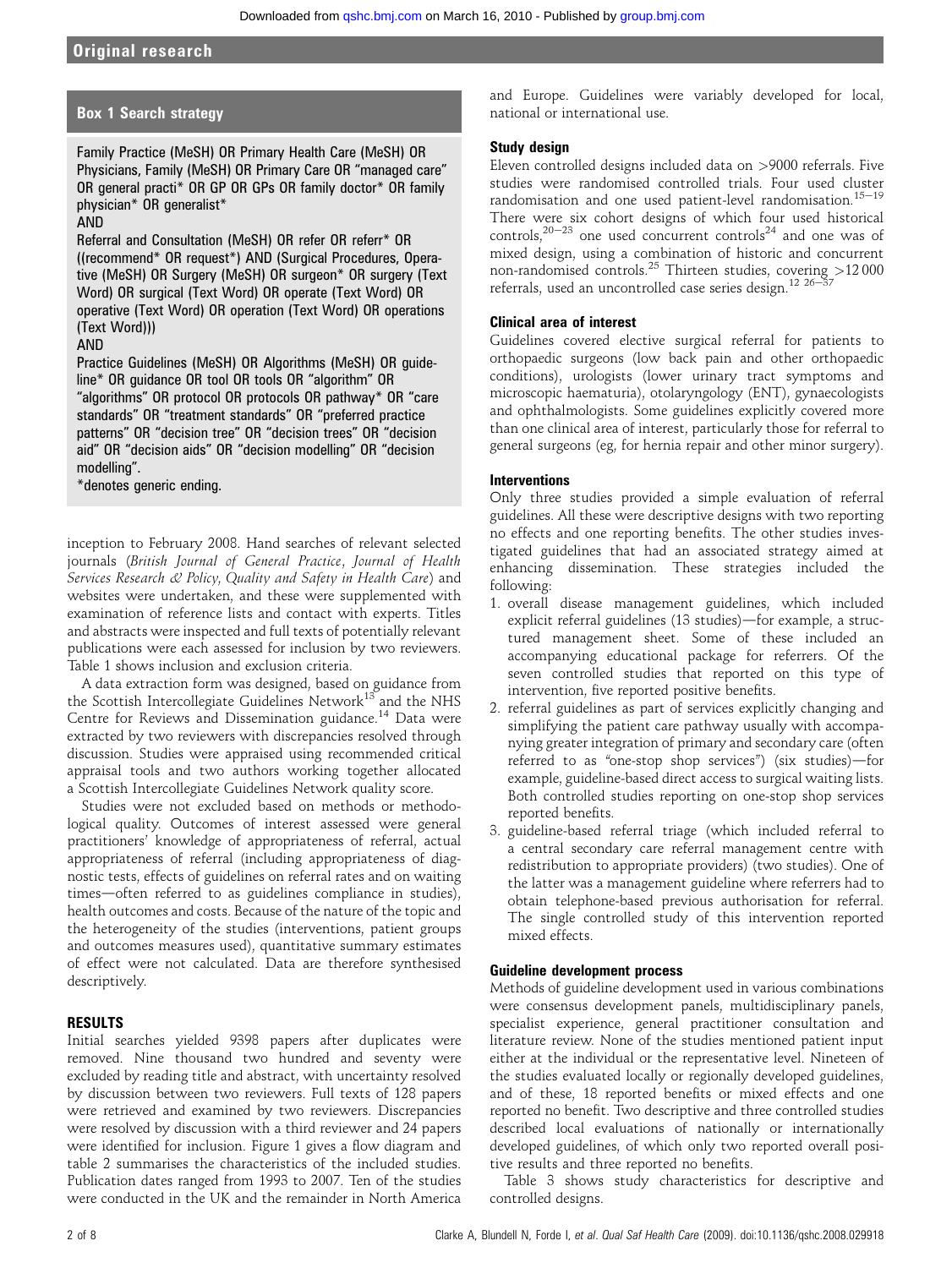## Box 1 Search strategy

Family Practice (MeSH) OR Primary Health Care (MeSH) OR Physicians, Family (MeSH) OR Primary Care OR "managed care" OR general practi* OR GP OR GPs OR family doctor* OR family physician* OR generalist*

AND

Referral and Consultation (MeSH) OR refer OR referr* OR ((recommend* OR request*) AND (Surgical Procedures, Operative (MeSH) OR Surgery (MeSH) OR surgeon* OR surgery (Text Word) OR surgical (Text Word) OR operate (Text Word) OR operative (Text Word) OR operation (Text Word) OR operations (Text Word)))

AND

Practice Guidelines (MeSH) OR Algorithms (MeSH) OR guideline* OR guidance OR tool OR tools OR "algorithm" OR "algorithms" OR protocol OR protocols OR pathway* OR "care standards" OR "treatment standards" OR "preferred practice patterns" OR "decision tree" OR "decision trees" OR "decision aid" OR "decision aids" OR "decision modelling" OR "decision modelling".

*denotes generic ending.

inception to February 2008. Hand searches of relevant selected journals (*British Journal of General Practice*, *Journal of Health Services Research & Policy*, *Quality and Safety in Health Care*) and websites were undertaken, and these were supplemented with examination of reference lists and contact with experts. Titles and abstracts were inspected and full texts of potentially relevant publications were each assessed for inclusion by two reviewers. Table 1 shows inclusion and exclusion criteria.

A data extraction form was designed, based on guidance from the Scottish Intercollegiate Guidelines Network[13] and the NHS Centre for Reviews and Dissemination guidance.[14] Data were extracted by two reviewers with discrepancies resolved through discussion. Studies were appraised using recommended critical appraisal tools and two authors working together allocated a Scottish Intercollegiate Guidelines Network quality score.

Studies were not excluded based on methods or methodological quality. Outcomes of interest assessed were general practitioners' knowledge of appropriateness of referral, actual appropriateness of referral (including appropriateness of diagnostic tests, effects of guidelines on referral rates and on waiting times—often referred to as guidelines compliance in studies), health outcomes and costs. Because of the nature of the topic and the heterogeneity of the studies (interventions, patient groups and outcomes measures used), quantitative summary estimates of effect were not calculated. Data are therefore synthesised descriptively.

## RESULTS

Initial searches yielded 9398 papers after duplicates were removed. Nine thousand two hundred and seventy were excluded by reading title and abstract, with uncertainty resolved by discussion between two reviewers. Full texts of 128 papers were retrieved and examined by two reviewers. Discrepancies were resolved by discussion with a third reviewer and 24 papers were identified for inclusion. Figure 1 gives a flow diagram and table 2 summarises the characteristics of the included studies. Publication dates ranged from 1993 to 2007. Ten of the studies were conducted in the UK and the remainder in North America and Europe. Guidelines were variably developed for local, national or international use.

### Study design

Eleven controlled designs included data on >9000 referrals. Five studies were randomised controlled trials. Four used cluster randomisation and one used patient-level randomisation.[15–19] There were six cohort designs of which four used historical controls,[20–23] one used concurrent controls[24] and one was of mixed design, using a combination of historic and concurrent non-randomised controls.[25] Thirteen studies, covering >12 000 referrals, used an uncontrolled case series design.[12 26–37]

### Clinical area of interest

Guidelines covered elective surgical referral for patients to orthopaedic surgeons (low back pain and other orthopaedic conditions), urologists (lower urinary tract symptoms and microscopic haematuria), otolaryngology (ENT), gynaecologists and ophthalmologists. Some guidelines explicitly covered more than one clinical area of interest, particularly those for referral to general surgeons (eg, for hernia repair and other minor surgery).

### Interventions

Only three studies provided a simple evaluation of referral guidelines. All these were descriptive designs with two reporting no effects and one reporting benefits. The other studies investigated guidelines that had an associated strategy aimed at enhancing dissemination. These strategies included the following:

1. overall disease management guidelines, which included explicit referral guidelines (13 studies)—for example, a structured management sheet. Some of these included an accompanying educational package for referrers. Of the seven controlled studies that reported on this type of intervention, five reported positive benefits.
2. referral guidelines as part of services explicitly changing and simplifying the patient care pathway usually with accompanying greater integration of primary and secondary care (often referred to as "one-stop shop services") (six studies)—for example, guideline-based direct access to surgical waiting lists. Both controlled studies reporting on one-stop shop services reported benefits.
3. guideline-based referral triage (which included referral to a central secondary care referral management centre with redistribution to appropriate providers) (two studies). One of the latter was a management guideline where referrers had to obtain telephone-based previous authorisation for referral. The single controlled study of this intervention reported mixed effects.

### Guideline development process

Methods of guideline development used in various combinations were consensus development panels, multidisciplinary panels, specialist experience, general practitioner consultation and literature review. None of the studies mentioned patient input either at the individual or the representative level. Nineteen of the studies evaluated locally or regionally developed guidelines, and of these, 18 reported benefits or mixed effects and one reported no benefit. Two descriptive and three controlled studies described local evaluations of nationally or internationally developed guidelines, of which only two reported overall positive results and three reported no benefits.

Table 3 shows study characteristics for descriptive and controlled designs.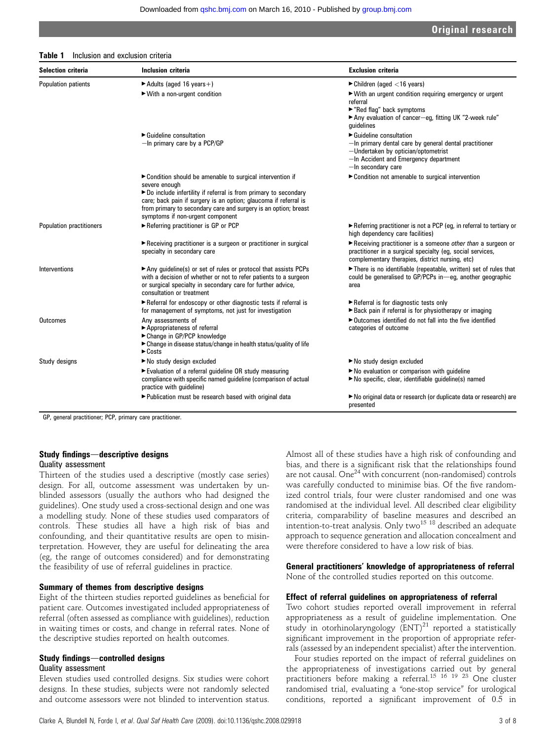**Table 1** Inclusion and exclusion criteria

| Selection criteria | Inclusion criteria | Exclusion criteria |
|---|---|---|
| Population patients | ▶ Adults (aged 16 years+) | ▶ Children (aged <16 years) |
| | ▶ With a non-urgent condition | ▶ With an urgent condition requiring emergency or urgent referral<br>▶ "Red flag" back symptoms<br>▶ Any evaluation of cancer—eg, fitting UK "2-week rule" guidelines |
| | ▶ Guideline consultation<br>—In primary care by a PCP/GP | ▶ Guideline consultation<br>—In primary dental care by general dental practitioner<br>—Undertaken by optician/optometrist<br>—In Accident and Emergency department<br>—In secondary care |
| | ▶ Condition should be amenable to surgical intervention if severe enough<br>▶ Do include infertility if referral is from primary to secondary care; back pain if surgery is an option; glaucoma if referral is from primary to secondary care and surgery is an option; breast symptoms if non-urgent component | ▶ Condition not amenable to surgical intervention |
| Population practitioners | ▶ Referring practitioner is GP or PCP | ▶ Referring practitioner is not a PCP (eg, in referral to tertiary or high dependency care facilities) |
| | ▶ Receiving practitioner is a surgeon or practitioner in surgical specialty in secondary care | ▶ Receiving practitioner is a someone *other than* a surgeon or practitioner in a surgical specialty (eg, social services, complementary therapies, district nursing, etc) |
| Interventions | ▶ Any guideline(s) or set of rules or protocol that assists PCPs with a decision of whether or not to refer patients to a surgeon or surgical specialty in secondary care for further advice, consultation or treatment | ▶ There is no identifiable (repeatable, written) set of rules that could be generalised to GP/PCPs in—eg, another geographic area |
| | ▶ Referral for endoscopy or other diagnostic tests if referral is for management of symptoms, not just for investigation | ▶ Referral is for diagnostic tests only<br>▶ Back pain if referral is for physiotherapy or imaging |
| Outcomes | Any assessments of<br>▶ Appropriateness of referral<br>▶ Change in GP/PCP knowledge<br>▶ Change in disease status/change in health status/quality of life<br>▶ Costs | ▶ Outcomes identified do not fall into the five identified categories of outcome |
| Study designs | ▶ No study design excluded | ▶ No study design excluded |
| | ▶ Evaluation of a referral guideline OR study measuring compliance with specific named guideline (comparison of actual practice with guideline) | ▶ No evaluation or comparison with guideline<br>▶ No specific, clear, identifiable guideline(s) named |
| | ▶ Publication must be research based with original data | ▶ No original data or research (or duplicate data or research) are presented |

GP, general practitioner; PCP, primary care practitioner.

### Study findings—descriptive designs

#### Quality assessment

Thirteen of the studies used a descriptive (mostly case series) design. For all, outcome assessment was undertaken by unblinded assessors (usually the authors who had designed the guidelines). One study used a cross-sectional design and one was a modelling study. None of these studies used comparators of controls. These studies all have a high risk of bias and confounding, and their quantitative results are open to misinterpretation. However, they are useful for delineating the area (eg, the range of outcomes considered) and for demonstrating the feasibility of use of referral guidelines in practice.

### Summary of themes from descriptive designs

Eight of the thirteen studies reported guidelines as beneficial for patient care. Outcomes investigated included appropriateness of referral (often assessed as compliance with guidelines), reduction in waiting times or costs, and change in referral rates. None of the descriptive studies reported on health outcomes.

### Study findings—controlled designs

#### Quality assessment

Eleven studies used controlled designs. Six studies were cohort designs. In these studies, subjects were not randomly selected and outcome assessors were not blinded to intervention status. Almost all of these studies have a high risk of confounding and bias, and there is a significant risk that the relationships found are not causal. One[24] with concurrent (non-randomised) controls was carefully conducted to minimise bias. Of the five randomized control trials, four were cluster randomised and one was randomised at the individual level. All described clear eligibility criteria, comparability of baseline measures and described an intention-to-treat analysis. Only two[15 18] described an adequate approach to sequence generation and allocation concealment and were therefore considered to have a low risk of bias.

### General practitioners' knowledge of appropriateness of referral

None of the controlled studies reported on this outcome.

### Effect of referral guidelines on appropriateness of referral

Two cohort studies reported overall improvement in referral appropriateness as a result of guideline implementation. One study in otorhinolaryngology (ENT)[21] reported a statistically significant improvement in the proportion of appropriate referrals (assessed by an independent specialist) after the intervention.

Four studies reported on the impact of referral guidelines on the appropriateness of investigations carried out by general practitioners before making a referral.[15 16 19 23] One cluster randomised trial, evaluating a "one-stop service" for urological conditions, reported a significant improvement of 0.5 in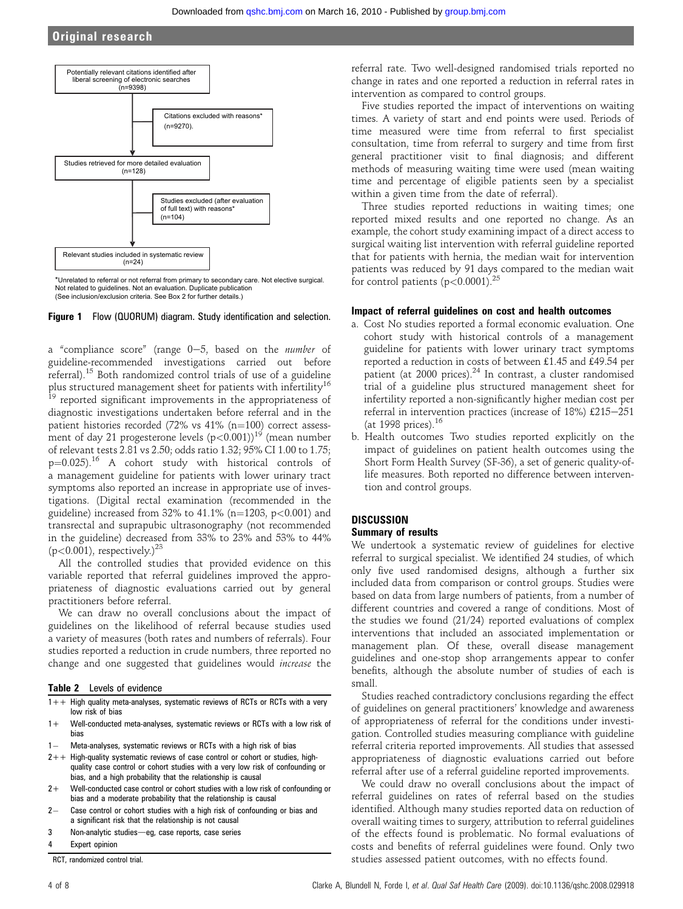Potentially relevant citations identified after liberal screening of electronic searches (n=9398)

Citations excluded with reasons* (n=9270).

Studies retrieved for more detailed evaluation (n=128)

Studies excluded (after evaluation of full text) with reasons* (n=104)

Relevant studies included in systematic review (n=24)

*Unrelated to referral or not referral from primary to secondary care. Not elective surgical. Not related to guidelines. Not an evaluation. Duplicate publication (See inclusion/exclusion criteria. See Box 2 for further details.)

**Figure 1** Flow (QUOROM) diagram. Study identification and selection.

a "compliance score" (range 0–5, based on the *number* of guideline-recommended investigations carried out before referral).[15] Both randomized control trials of use of a guideline plus structured management sheet for patients with infertility[16 19] reported significant improvements in the appropriateness of diagnostic investigations undertaken before referral and in the patient histories recorded (72% vs 41% (n=100) correct assessment of day 21 progesterone levels ($p<0.001$))[19] (mean number of relevant tests 2.81 vs 2.50; odds ratio 1.32; 95% CI 1.00 to 1.75; $p=0.025$).[16] A cohort study with historical controls of a management guideline for patients with lower urinary tract symptoms also reported an increase in appropriate use of investigations. (Digital rectal examination (recommended in the guideline) increased from 32% to 41.1% (n=1203, $p<0.001$) and transrectal and suprapubic ultrasonography (not recommended in the guideline) decreased from 33% to 23% and 53% to 44% ($p<0.001$), respectively.)[23]

All the controlled studies that provided evidence on this variable reported that referral guidelines improved the appropriateness of diagnostic evaluations carried out by general practitioners before referral.

We can draw no overall conclusions about the impact of guidelines on the likelihood of referral because studies used a variety of measures (both rates and numbers of referrals). Four studies reported a reduction in crude numbers, three reported no change and one suggested that guidelines would *increase* the referral rate. Two well-designed randomised trials reported no change in rates and one reported a reduction in referral rates in intervention as compared to control groups.

Five studies reported the impact of interventions on waiting times. A variety of start and end points were used. Periods of time measured were time from referral to first specialist consultation, time from referral to surgery and time from first general practitioner visit to final diagnosis; and different methods of measuring waiting time were used (mean waiting time and percentage of eligible patients seen by a specialist within a given time from the date of referral).

Three studies reported reductions in waiting times; one reported mixed results and one reported no change. As an example, the cohort study examining impact of a direct access to surgical waiting list intervention with referral guideline reported that for patients with hernia, the median wait for intervention patients was reduced by 91 days compared to the median wait for control patients ($p<0.0001$).[25]

**Table 2** Levels of evidence

| | |
|---|---|
| 1++ | High quality meta-analyses, systematic reviews of RCTs or RCTs with a very low risk of bias |
| 1+ | Well-conducted meta-analyses, systematic reviews or RCTs with a low risk of bias |
| 1− | Meta-analyses, systematic reviews or RCTs with a high risk of bias |
| 2++ | High-quality systematic reviews of case control or cohort or studies, high-quality case control or cohort studies with a very low risk of confounding or bias, and a high probability that the relationship is causal |
| 2+ | Well-conducted case control or cohort studies with a low risk of confounding or bias and a moderate probability that the relationship is causal |
| 2− | Case control or cohort studies with a high risk of confounding or bias and a significant risk that the relationship is not causal |
| 3 | Non-analytic studies—eg, case reports, case series |
| 4 | Expert opinion |

RCT, randomized control trial.

### Impact of referral guidelines on cost and health outcomes

a. Cost No studies reported a formal economic evaluation. One cohort study with historical controls of a management guideline for patients with lower urinary tract symptoms reported a reduction in costs of between £1.45 and £49.54 per patient (at 2000 prices).[24] In contrast, a cluster randomised trial of a guideline plus structured management sheet for infertility reported a non-significantly higher median cost per referral in intervention practices (increase of 18%) £215–251 (at 1998 prices).[16]
b. Health outcomes Two studies reported explicitly on the impact of guidelines on patient health outcomes using the Short Form Health Survey (SF-36), a set of generic quality-of-life measures. Both reported no difference between intervention and control groups.

## DISCUSSION

### Summary of results

We undertook a systematic review of guidelines for elective referral to surgical specialist. We identified 24 studies, of which only five used randomised designs, although a further six included data from comparison or control groups. Studies were based on data from large numbers of patients, from a number of different countries and covered a range of conditions. Most of the studies we found (21/24) reported evaluations of complex interventions that included an associated implementation or management plan. Of these, overall disease management guidelines and one-stop shop arrangements appear to confer benefits, although the absolute number of studies of each is small.

Studies reached contradictory conclusions regarding the effect of guidelines on general practitioners' knowledge and awareness of appropriateness of referral for the conditions under investigation. Controlled studies measuring compliance with guideline referral criteria reported improvements. All studies that assessed appropriateness of diagnostic evaluations carried out before referral after use of a referral guideline reported improvements.

We could draw no overall conclusions about the impact of referral guidelines on rates of referral based on the studies identified. Although many studies reported data on reduction of overall waiting times to surgery, attribution to referral guidelines of the effects found is problematic. No formal evaluations of costs and benefits of referral guidelines were found. Only two studies assessed patient outcomes, with no effects found.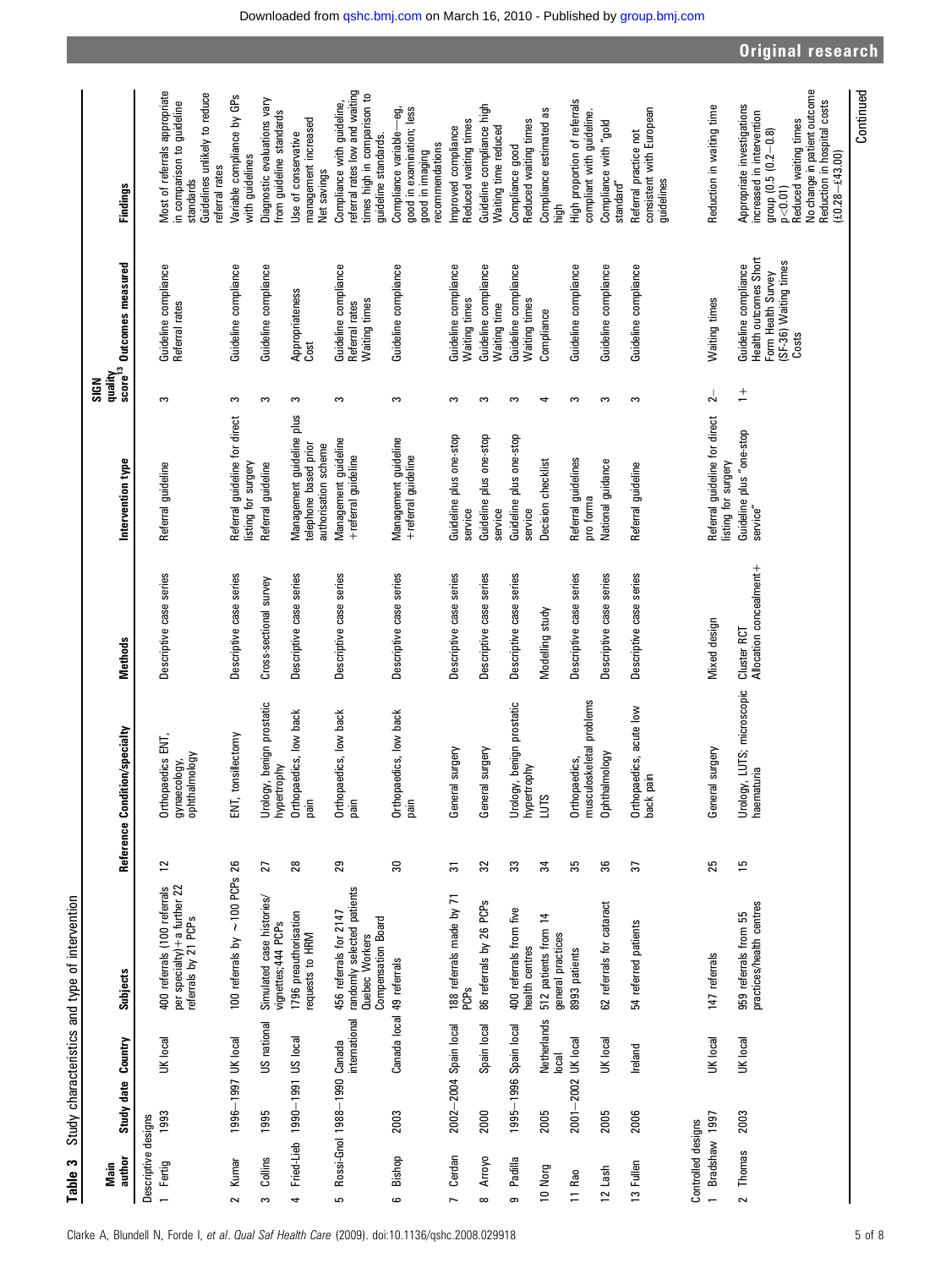**Table 3** Study characteristics and type of intervention

| Main author | Study date | Country | Subjects | Reference | Condition/specialty | Methods | Intervention type | SIGN quality score[13] | Outcomes measured | Findings |
|---|---|---|---|---|---|---|---|---|---|---|
| Descriptive designs | | | | | | | | | | |
| 1 Fertig | 1993 | UK local | 400 referrals (100 referrals per specialty)+a further 22 referrals by 21 PCPs | 12 | Orthopaedics ENT, gynaecology, ophthalmology | Descriptive case series | Referral guideline | 3 | Guideline compliance Referral rates | Most of referrals appropriate in comparison to guideline standards Guidelines unlikely to reduce referral rates |
| 2 Kumar | 1996–1997 | UK local | 100 referrals by ~100 PCPs | 26 | ENT, tonsillectomy | Descriptive case series | Referral guideline for direct listing for surgery | 3 | Guideline compliance | Variable compliance by GPs with guidelines |
| 3 Collins | 1995 | US national | Simulated case histories/vignettes;444 PCPs | 27 | Urology, benign prostatic hypertrophy | Cross-sectional survey | Referral guideline | 3 | Guideline compliance | Diagnostic evaluations vary from guideline standards |
| 4 Fried-Lieb | 1990–1991 | US local | 1796 preauthorisation requests to HRM | 28 | Orthopaedics, low back pain | Descriptive case series | Management guideline plus telephone based prior authorisation scheme | 3 | Appropriateness Cost | Use of conservative management increased Net savings |
| 5 Rossi-Gnol | 1988–1990 | Canada international | 456 referrals for 2147 randomly selected patients Quebec Workers Compensation Board | 29 | Orthopaedics, low back pain | Descriptive case series | Management guideline +referral guideline | 3 | Guideline compliance Referral rates Waiting times | Compliance with guideline, referral rates low and waiting times high in comparison to guideline standards. |
| 6 Bishop | 2003 | Canada local | 49 referrals | 30 | Orthopaedics, low back pain | Descriptive case series | Management guideline +referral guideline | 3 | Guideline compliance | Compliance variable—eg, good in examination; less good in imaging recommendations |
| 7 Cerdan | 2002–2004 | Spain local | 188 referrals made by 71 PCPs | 31 | General surgery | Descriptive case series | Guideline plus one-stop service | 3 | Guideline compliance Waiting times | Improved compliance Reduced waiting times |
| 8 Arroyo | 2000 | Spain local | 86 referrals by 26 PCPs | 32 | General surgery | Descriptive case series | Guideline plus one-stop service | 3 | Guideline compliance Waiting time | Guideline compliance high Waiting time reduced |
| 9 Padilla | 1995–1996 | Spain local | 400 referrals from five health centres | 33 | Urology, benign prostatic hypertrophy | Descriptive case series | Guideline plus one-stop service | 3 | Guideline compliance Waiting times | Compliance good Reduced waiting times |
| 10 Norg | 2005 | Netherlands local | 512 patients from 14 general practices | 34 | LUTS | Modelling study | Decision checklist | 4 | Compliance | Compliance estimated as high |
| 11 Rao | 2001–2002 | UK local | 8993 patients | 35 | Orthopaedics, musculoskeletal problems | Descriptive case series | Referral guidelines pro forma | 3 | Guideline compliance | High proportion of referrals compliant with guideline. |
| 12 Lash | 2005 | UK local | 62 referrals for cataract | 36 | Ophthalmology | Descriptive case series | National guidance | 3 | Guideline compliance | Compliance with "gold standard" |
| 13 Fullen | 2006 | Ireland | 54 referred patients | 37 | Orthopaedics, acute low back pain | Descriptive case series | Referral guideline | 3 | Guideline compliance | Referral practice not consistent with European guidelines |
| Controlled designs | | | | | | | | | | |
| 1 Bradshaw | 1997 | UK local | 147 referrals | 25 | General surgery | Mixed design | Referral guideline for direct listing for surgery | 2– | Waiting times | Reduction in waiting time |
| 2 Thomas | 2003 | UK local | 959 referrals from 55 practices/health centres | 15 | Urology, LUTS; microscopic haematuria | Cluster RCT Allocation concealment+ | Guideline plus "one-stop service" | 1+ | Guideline compliance Health outcomes Short Form Health Survey (SF-36) Waiting times Costs | Appropriate investigations increased in intervention group (0.5 (0.2–0.8) p<0.01) Reduced waiting times No change in patient outcome Reduction in hospital costs (£0.28–£43.00) |

Continued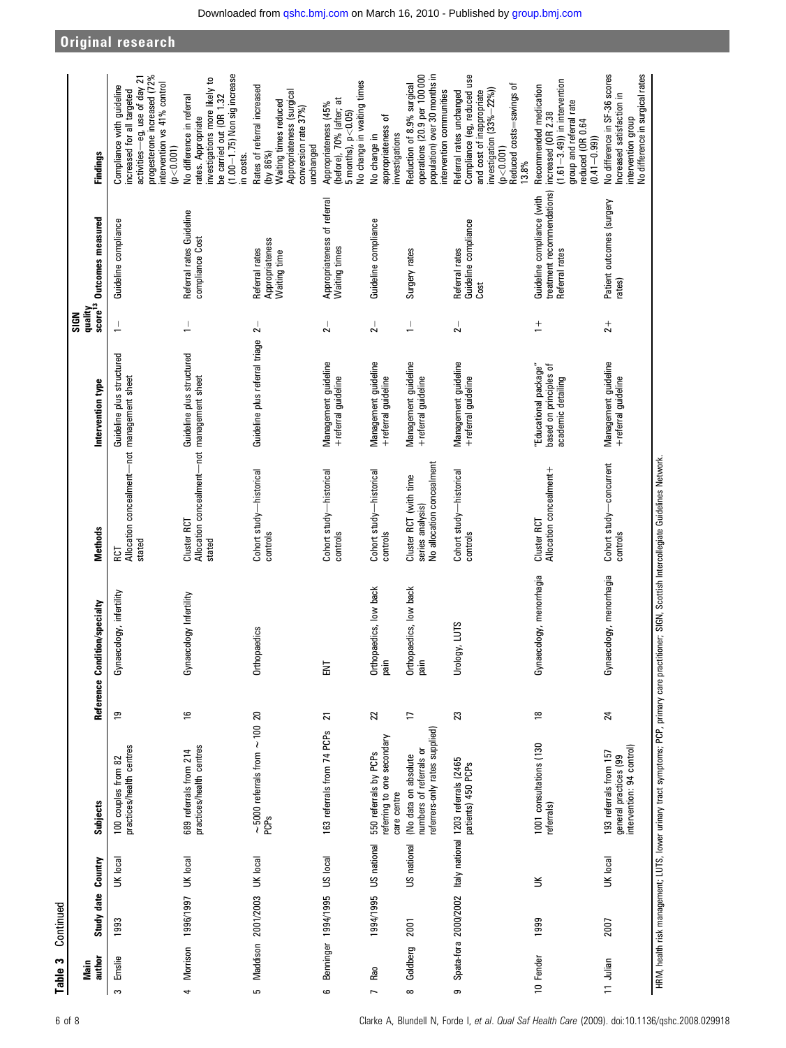Table 3 Continued

| | Main author | Study date | Country | Subjects | Reference | Condition/specialty | Methods | Intervention type | SIGN quality score[13] | Outcomes measured | Findings |
|---|---|---|---|---|---|---|---|---|---|---|---|
| 3 | Emslie | 1993 | UK local | 100 couples from 82 practices/health centres | 19 | Gynaecology, infertility | RCT Allocation concealment—not stated | Guideline plus structured management sheet | 1− | Guideline compliance | Compliance with guideline increased for all targeted activities—eg, use of day 21 progesterone increased (72% intervention vs 41% control (p<0.001)) |
| 4 | Morrison | 1996/1997 | UK local | 689 referrals from 214 practices/health centres | 16 | Gynaecology Infertility | Cluster RCT Allocation concealment—not stated | Guideline plus structured management sheet | 1− | Referral rates Guideline compliance Cost | No difference in referral rates. Appropriate investigations more likely to be carried out (OR 1.32 (1.00−1.75) Non sig increase in costs. |
| 5 | Maddison | 2001/2003 | UK local | ~5000 referrals from ~100 PCPs | 20 | Orthopaedics | Cohort study—historical controls | Guideline plus referral triage | 2− | Referral rates Appropriateness Waiting time | Rates of referral increased (by 86%) Waiting times reduced Appropriateness (surgical conversion rate 37%) unchanged |
| 6 | Benninger | 1994/1995 | US local | 163 referrals from 74 PCPs | 21 | ENT | Cohort study—historical controls | Management guideline +referral guideline | 2− | Appropriateness of referral Waiting times | Appropriateness (45% (before), 70% (after; at 5 months), p<0.05) No change in waiting times |
| 7 | Rao | 1994/1995 | US national | 550 referrals by PCPs referring to one secondary care centre | 22 | Orthopaedics, low back pain | Cohort study—historical controls | Management guideline +referral guideline | 2− | Guideline compliance | No change in appropriateness of investigations |
| 8 | Goldberg | 2001 | US national | (No data on absolute numbers of referrals or referrers-only rates supplied) | 17 | Orthopaedics, low back pain | Cluster RCT (with time series analysis) No allocation concealment | Management guideline +referral guideline | 1− | Surgery rates | Reduction of 8.9% surgical operations (20.9 per 100 000 population) over 30 months in intervention communities |
| 9 | Spata-fora | 2000/2002 | Italy national | 1203 referrals (2465 patients) 450 PCPs | 23 | Urology, LUTS | Cohort study—historical controls | Management guideline +referral guideline | 2− | Referral rates Guideline compliance Cost | Referral rates unchanged Compliance (eg, reduced use and cost of inappropriate investigation (33%−22%)) (p<0.001) Reduced costs=savings of 13.8% |
| 10 | Fender | 1999 | UK | 1001 consultations (130 referrals) | 18 | Gynaecology, menorrhagia | Cluster RCT Allocation concealment+ | "Educational package" based on principles of academic detailing | 1+ | Guideline compliance (with treatment recommendations) Referral rates | Recommended medication increased (OR 2.38 (1.61−3.49)) in intervention group and referral rate reduced (OR 0.64 (0.41−0.99)) |
| 11 | Julian | 2007 | UK local | 193 referrals from 157 general practices (99 intervention: 94 control) | 24 | Gynaecology, menorrhagia | Cohort study—concurrent controls | Management guideline +referral guideline | 2+ | Patient outcomes (surgery rates) | No difference in SF-36 scores Increased satisfaction in intervention group No difference in surgical rates |

HRM, health risk management; LUTS, lower urinary tract symptoms; PCP, primary care practitioner; SIGN, Scottish Intercollegiate Guidelines Network.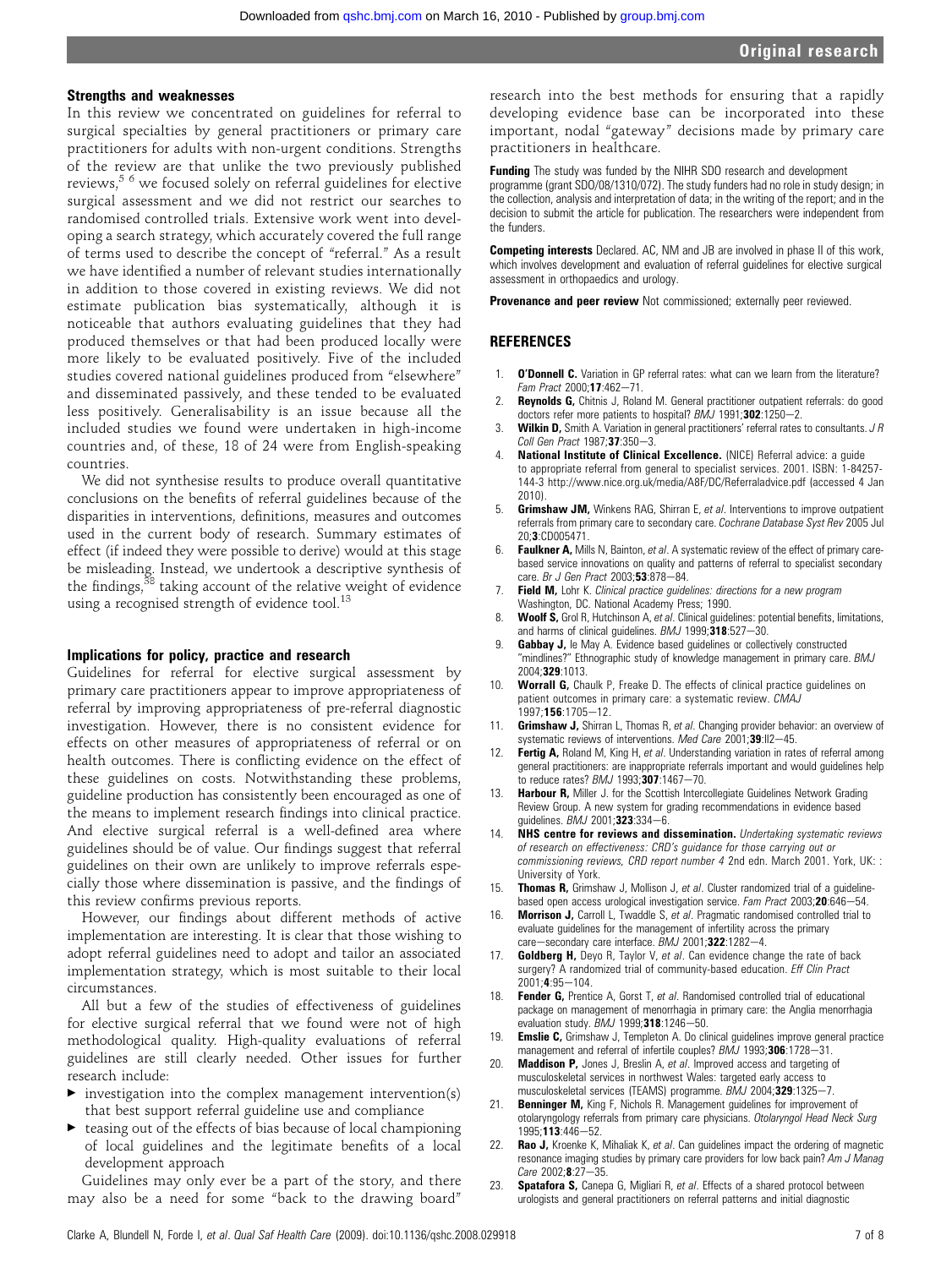### Strengths and weaknesses

In this review we concentrated on guidelines for referral to surgical specialties by general practitioners or primary care practitioners for adults with non-urgent conditions. Strengths of the review are that unlike the two previously published reviews,[5 6] we focused solely on referral guidelines for elective surgical assessment and we did not restrict our searches to randomised controlled trials. Extensive work went into developing a search strategy, which accurately covered the full range of terms used to describe the concept of "referral." As a result we have identified a number of relevant studies internationally in addition to those covered in existing reviews. We did not estimate publication bias systematically, although it is noticeable that authors evaluating guidelines that they had produced themselves or that had been produced locally were more likely to be evaluated positively. Five of the included studies covered national guidelines produced from "elsewhere" and disseminated passively, and these tended to be evaluated less positively. Generalisability is an issue because all the included studies we found were undertaken in high-income countries and, of these, 18 of 24 were from English-speaking countries.

We did not synthesise results to produce overall quantitative conclusions on the benefits of referral guidelines because of the disparities in interventions, definitions, measures and outcomes used in the current body of research. Summary estimates of effect (if indeed they were possible to derive) would at this stage be misleading. Instead, we undertook a descriptive synthesis of the findings,[38] taking account of the relative weight of evidence using a recognised strength of evidence tool.[13]

### Implications for policy, practice and research

Guidelines for referral for elective surgical assessment by primary care practitioners appear to improve appropriateness of referral by improving appropriateness of pre-referral diagnostic investigation. However, there is no consistent evidence for effects on other measures of appropriateness of referral or on health outcomes. There is conflicting evidence on the effect of these guidelines on costs. Notwithstanding these problems, guideline production has consistently been encouraged as one of the means to implement research findings into clinical practice. And elective surgical referral is a well-defined area where guidelines should be of value. Our findings suggest that referral guidelines on their own are unlikely to improve referrals especially those where dissemination is passive, and the findings of this review confirms previous reports.

However, our findings about different methods of active implementation are interesting. It is clear that those wishing to adopt referral guidelines need to adopt and tailor an associated implementation strategy, which is most suitable to their local circumstances.

All but a few of the studies of effectiveness of guidelines for elective surgical referral that we found were not of high methodological quality. High-quality evaluations of referral guidelines are still clearly needed. Other issues for further research include:

- investigation into the complex management intervention(s) that best support referral guideline use and compliance
- teasing out of the effects of bias because of local championing of local guidelines and the legitimate benefits of a local development approach

Guidelines may only ever be a part of the story, and there may also be a need for some "back to the drawing board" research into the best methods for ensuring that a rapidly developing evidence base can be incorporated into these important, nodal "gateway" decisions made by primary care practitioners in healthcare.

**Funding** The study was funded by the NIHR SDO research and development programme (grant SDO/08/1310/072). The study funders had no role in study design; in the collection, analysis and interpretation of data; in the writing of the report; and in the decision to submit the article for publication. The researchers were independent from the funders.

**Competing interests** Declared. AC, NM and JB are involved in phase II of this work, which involves development and evaluation of referral guidelines for elective surgical assessment in orthopaedics and urology.

**Provenance and peer review** Not commissioned; externally peer reviewed.

## REFERENCES

1. **O'Donnell C.** Variation in GP referral rates: what can we learn from the literature? *Fam Pract* 2000;**17**:462–71.
2. **Reynolds G,** Chitnis J, Roland M. General practitioner outpatient referrals: do good doctors refer more patients to hospital? *BMJ* 1991;**302**:1250–2.
3. **Wilkin D,** Smith A. Variation in general practitioners' referral rates to consultants. *J R Coll Gen Pract* 1987;**37**:350–3.
4. **National Institute of Clinical Excellence.** (NICE) Referral advice: a guide to appropriate referral from general to specialist services. 2001. ISBN: 1-84257-144-3 http://www.nice.org.uk/media/A8F/DC/Referraladvice.pdf (accessed 4 Jan 2010).
5. **Grimshaw JM,** Winkens RAG, Shirran E, *et al*. Interventions to improve outpatient referrals from primary care to secondary care. *Cochrane Database Syst Rev* 2005 Jul 20;**3**:CD005471.
6. **Faulkner A,** Mills N, Bainton, *et al*. A systematic review of the effect of primary care-based service innovations on quality and patterns of referral to specialist secondary care. *Br J Gen Pract* 2003;**53**:878–84.
7. **Field M,** Lohr K. *Clinical practice guidelines: directions for a new program* Washington, DC. National Academy Press; 1990.
8. **Woolf S,** Grol R, Hutchinson A, *et al*. Clinical guidelines: potential benefits, limitations, and harms of clinical guidelines. *BMJ* 1999;**318**:527–30.
9. **Gabbay J,** le May A. Evidence based guidelines or collectively constructed "mindlines?" Ethnographic study of knowledge management in primary care. *BMJ* 2004;**329**:1013.
10. **Worrall G,** Chaulk P, Freake D. The effects of clinical practice guidelines on patient outcomes in primary care: a systematic review. *CMAJ* 1997;**156**:1705–12.
11. **Grimshaw J,** Shirran L, Thomas R, *et al*. Changing provider behavior: an overview of systematic reviews of interventions. *Med Care* 2001;**39**:II2–45.
12. **Fertig A,** Roland M, King H, *et al*. Understanding variation in rates of referral among general practitioners: are inappropriate referrals important and would guidelines help to reduce rates? *BMJ* 1993;**307**:1467–70.
13. **Harbour R,** Miller J. for the Scottish Intercollegiate Guidelines Network Grading Review Group. A new system for grading recommendations in evidence based guidelines. *BMJ* 2001;**323**:334–6.
14. **NHS centre for reviews and dissemination.** *Undertaking systematic reviews of research on effectiveness: CRD's guidance for those carrying out or commissioning reviews, CRD report number 4* 2nd edn. March 2001. York, UK: : University of York.
15. **Thomas R,** Grimshaw J, Mollison J, *et al*. Cluster randomized trial of a guideline-based open access urological investigation service. *Fam Pract* 2003;**20**:646–54.
16. **Morrison J,** Carroll L, Twaddle S, *et al*. Pragmatic randomised controlled trial to evaluate guidelines for the management of infertility across the primary care—secondary care interface. *BMJ* 2001;**322**:1282–4.
17. **Goldberg H,** Deyo R, Taylor V, *et al*. Can evidence change the rate of back surgery? A randomized trial of community-based education. *Eff Clin Pract* 2001;**4**:95–104.
18. **Fender G,** Prentice A, Gorst T, *et al*. Randomised controlled trial of educational package on management of menorrhagia in primary care: the Anglia menorrhagia evaluation study. *BMJ* 1999;**318**:1246–50.
19. **Emslie C,** Grimshaw J, Templeton A. Do clinical guidelines improve general practice management and referral of infertile couples? *BMJ* 1993;**306**:1728–31.
20. **Maddison P,** Jones J, Breslin A, *et al*. Improved access and targeting of musculoskeletal services in northwest Wales: targeted early access to musculoskeletal services (TEAMS) programme. *BMJ* 2004;**329**:1325–7.
21. **Benninger M,** King F, Nichols R. Management guidelines for improvement of otolaryngology referrals from primary care physicians. *Otolaryngol Head Neck Surg* 1995;**113**:446–52.
22. **Rao J,** Kroenke K, Mihaliak K, *et al*. Can guidelines impact the ordering of magnetic resonance imaging studies by primary care providers for low back pain? *Am J Manag Care* 2002;**8**:27–35.
23. **Spatafora S,** Canepa G, Migliari R, *et al*. Effects of a shared protocol between urologists and general practitioners on referral patterns and initial diagnostic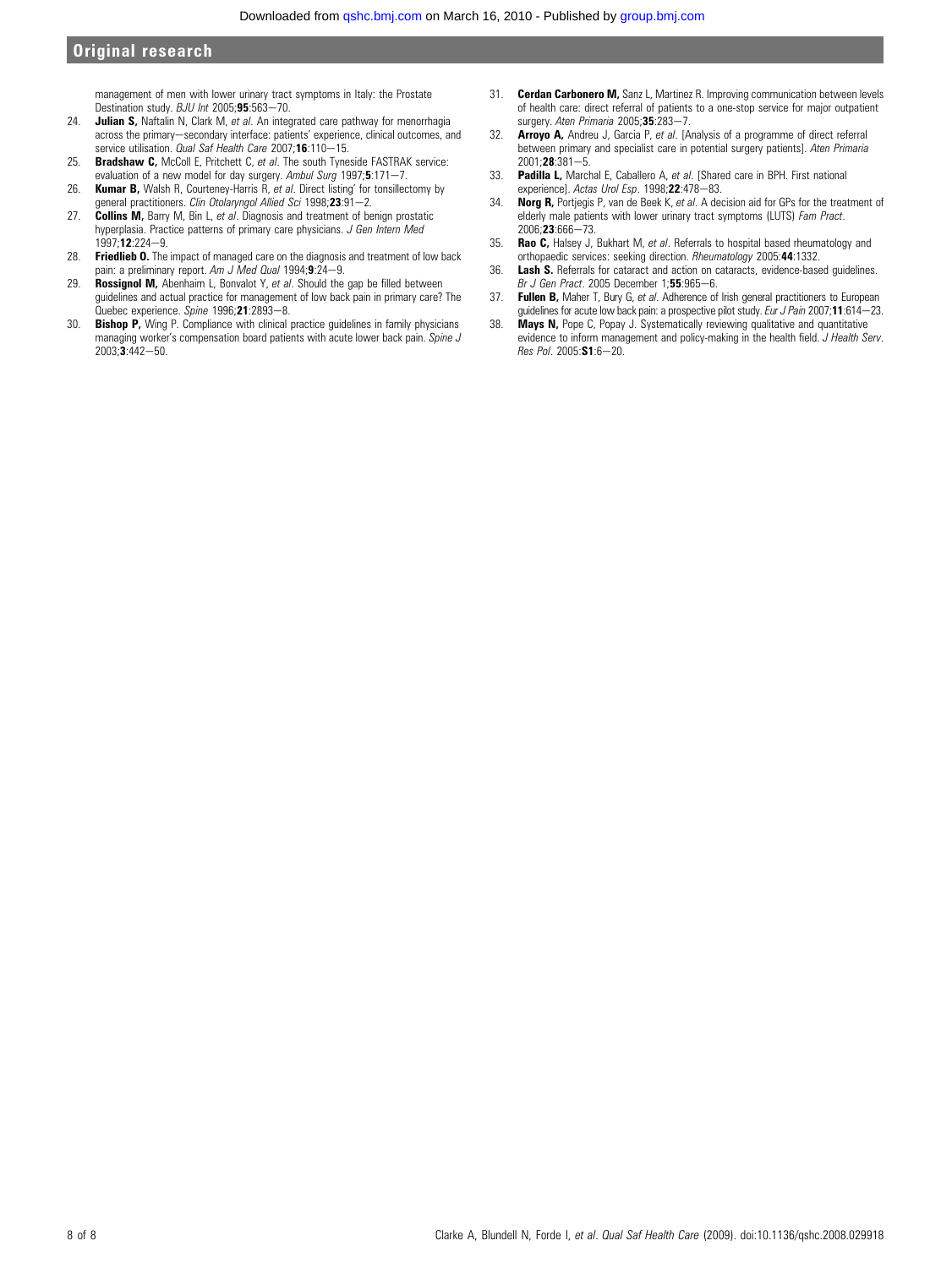management of men with lower urinary tract symptoms in Italy: the Prostate Destination study. *BJU Int* 2005;**95**:563—70.

24. **Julian S,** Naftalin N, Clark M, *et al*. An integrated care pathway for menorrhagia across the primary—secondary interface: patients' experience, clinical outcomes, and service utilisation. *Qual Saf Health Care* 2007;**16**:110—15.
25. **Bradshaw C,** McColl E, Pritchett C, *et al*. The south Tyneside FASTRAK service: evaluation of a new model for day surgery. *Ambul Surg* 1997;**5**:171—7.
26. **Kumar B,** Walsh R, Courteney-Harris R, *et al*. Direct listing' for tonsillectomy by general practitioners. *Clin Otolaryngol Allied Sci* 1998;**23**:91—2.
27. **Collins M,** Barry M, Bin L, *et al*. Diagnosis and treatment of benign prostatic hyperplasia. Practice patterns of primary care physicians. *J Gen Intern Med* 1997;**12**:224—9.
28. **Friedlieb O.** The impact of managed care on the diagnosis and treatment of low back pain: a preliminary report. *Am J Med Qual* 1994;**9**:24—9.
29. **Rossignol M,** Abenhaim L, Bonvalot Y, *et al*. Should the gap be filled between guidelines and actual practice for management of low back pain in primary care? The Quebec experience. *Spine* 1996;**21**:2893—8.
30. **Bishop P,** Wing P. Compliance with clinical practice guidelines in family physicians managing worker's compensation board patients with acute lower back pain. *Spine J* 2003;**3**:442—50.
31. **Cerdan Carbonero M,** Sanz L, Martinez R. Improving communication between levels of health care: direct referral of patients to a one-stop service for major outpatient surgery. *Aten Primaria* 2005;**35**:283—7.
32. **Arroyo A,** Andreu J, Garcia P, *et al*. [Analysis of a programme of direct referral between primary and specialist care in potential surgery patients]. *Aten Primaria* 2001;**28**:381—5.
33. **Padilla L,** Marchal E, Caballero A, *et al*. [Shared care in BPH. First national experience]. *Actas Urol Esp*. 1998;**22**:478—83.
34. **Norg R,** Portjegis P, van de Beek K, *et al*. A decision aid for GPs for the treatment of elderly male patients with lower urinary tract symptoms (LUTS) *Fam Pract*. 2006;**23**:666—73.
35. **Rao C,** Halsey J, Bukhart M, *et al*. Referrals to hospital based rheumatology and orthopaedic services: seeking direction. *Rheumatology* 2005:**44**:1332.
36. **Lash S.** Referrals for cataract and action on cataracts, evidence-based guidelines. *Br J Gen Pract*. 2005 December 1;**55**:965—6.
37. **Fullen B,** Maher T, Bury G, *et al*. Adherence of Irish general practitioners to European guidelines for acute low back pain: a prospective pilot study. *Eur J Pain* 2007;**11**:614—23.
38. **Mays N,** Pope C, Popay J. Systematically reviewing qualitative and quantitative evidence to inform management and policy-making in the health field. *J Health Serv. Res Pol*. 2005:**S1**:6—20.